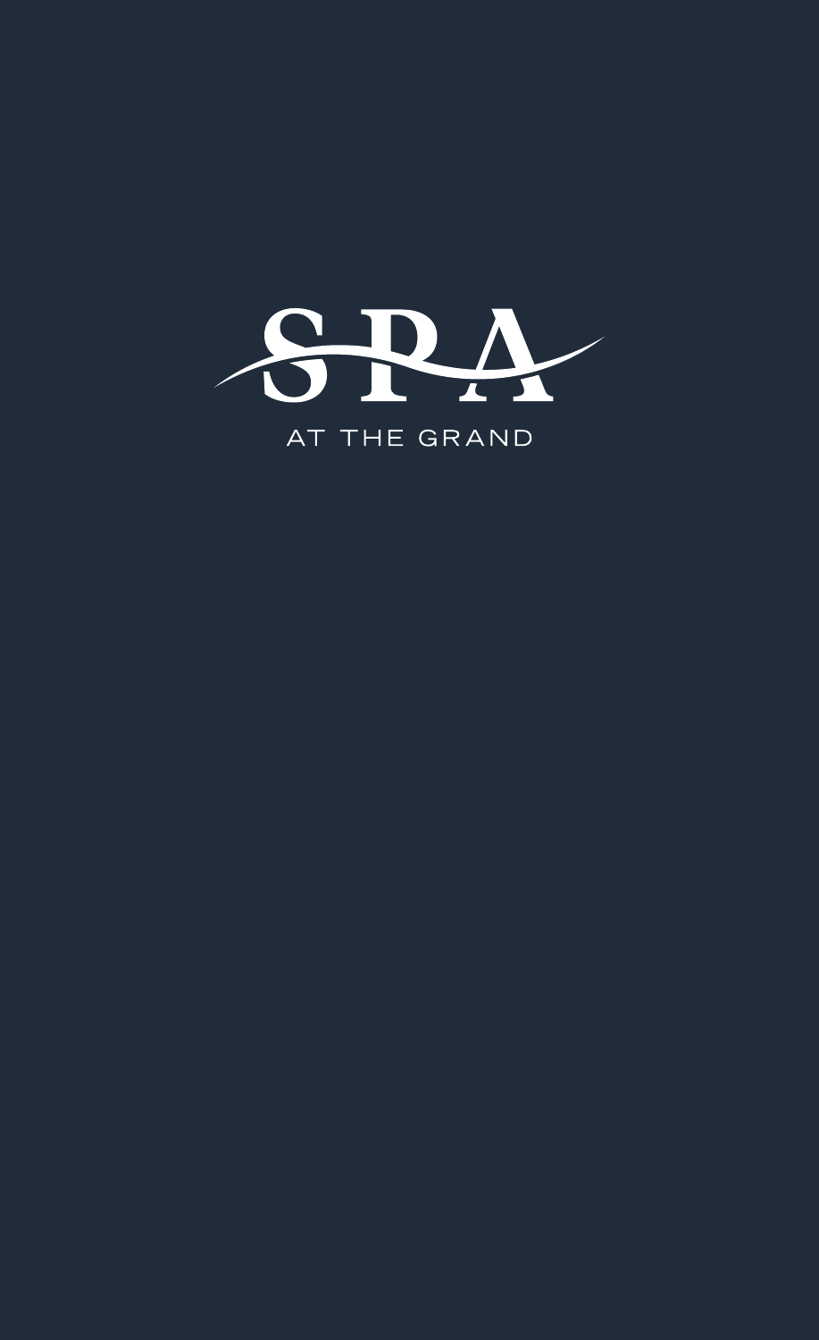# SPA

AT THE GRAND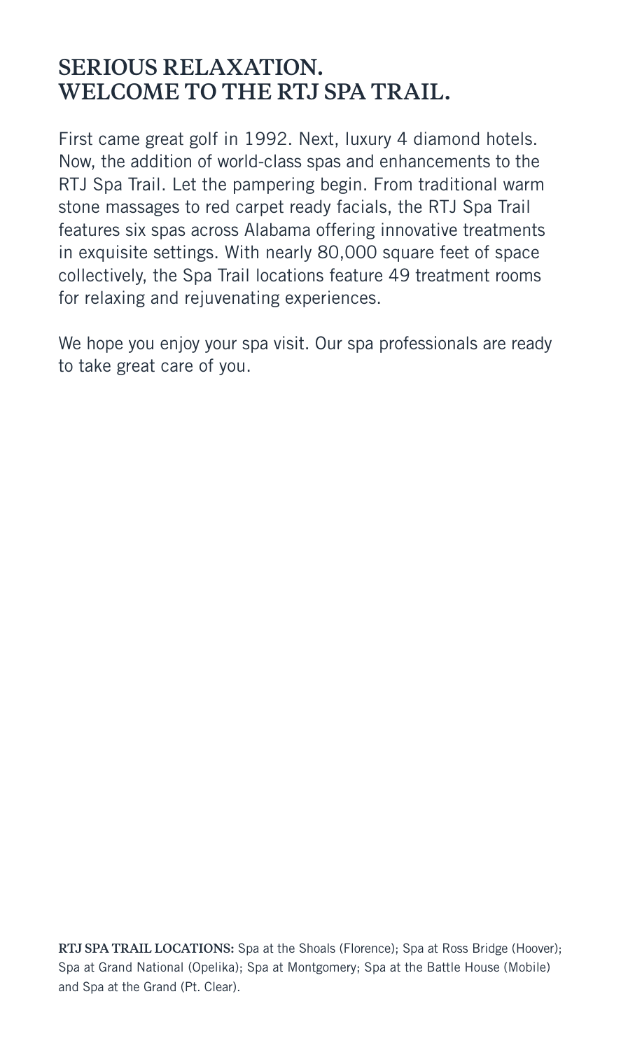# SERIOUS RELAXATION.
# WELCOME TO THE RTJ SPA TRAIL.

First came great golf in 1992. Next, luxury 4 diamond hotels. Now, the addition of world-class spas and enhancements to the RTJ Spa Trail. Let the pampering begin. From traditional warm stone massages to red carpet ready facials, the RTJ Spa Trail features six spas across Alabama offering innovative treatments in exquisite settings. With nearly 80,000 square feet of space collectively, the Spa Trail locations feature 49 treatment rooms for relaxing and rejuvenating experiences.

We hope you enjoy your spa visit. Our spa professionals are ready to take great care of you.

**RTJ SPA TRAIL LOCATIONS:** Spa at the Shoals (Florence); Spa at Ross Bridge (Hoover); Spa at Grand National (Opelika); Spa at Montgomery; Spa at the Battle House (Mobile) and Spa at the Grand (Pt. Clear).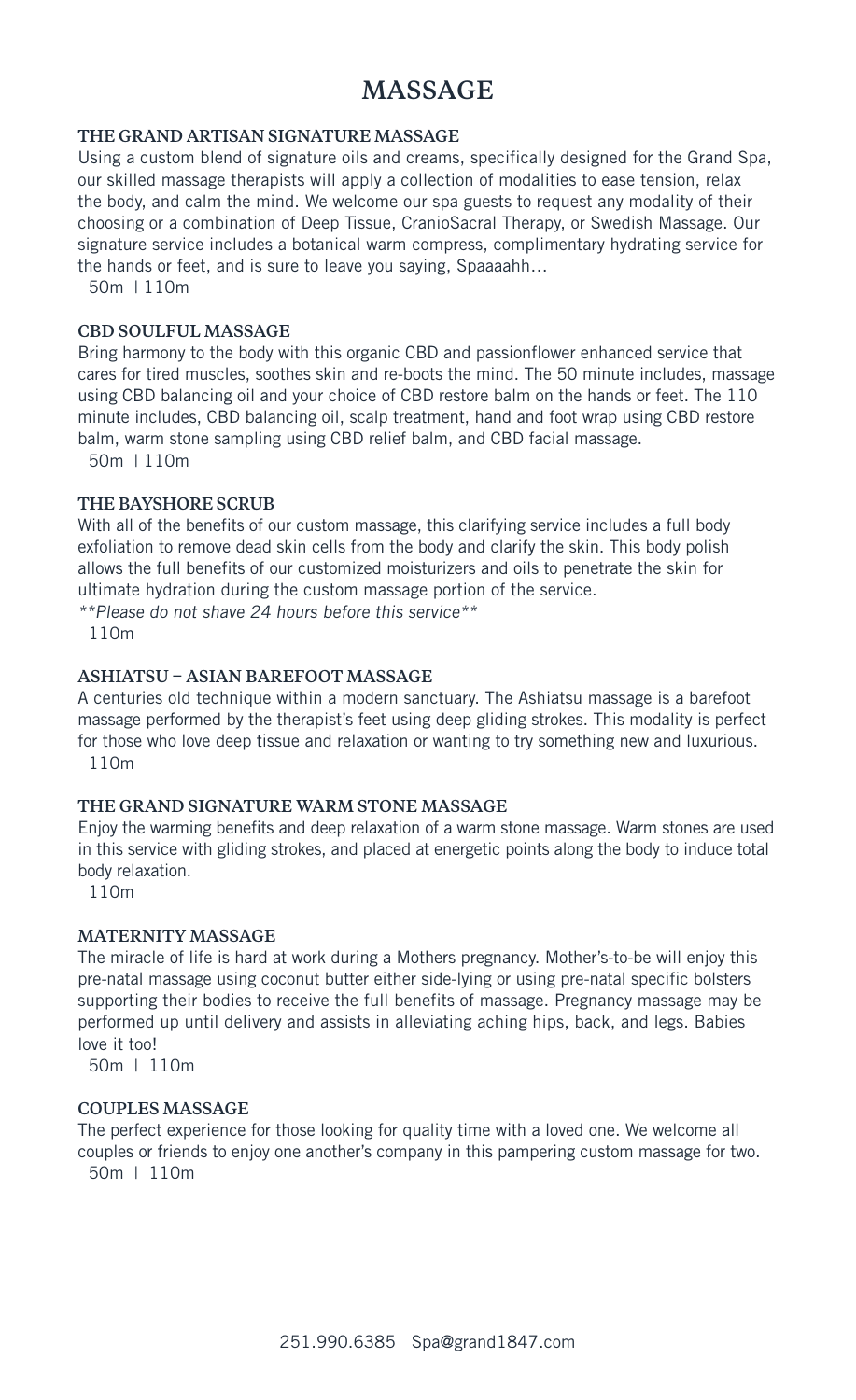# MASSAGE

### THE GRAND ARTISAN SIGNATURE MASSAGE

Using a custom blend of signature oils and creams, specifically designed for the Grand Spa, our skilled massage therapists will apply a collection of modalities to ease tension, relax the body, and calm the mind. We welcome our spa guests to request any modality of their choosing or a combination of Deep Tissue, CranioSacral Therapy, or Swedish Massage. Our signature service includes a botanical warm compress, complimentary hydrating service for the hands or feet, and is sure to leave you saying, Spaaaahh…

50m | 110m

### CBD SOULFUL MASSAGE

Bring harmony to the body with this organic CBD and passionflower enhanced service that cares for tired muscles, soothes skin and re-boots the mind. The 50 minute includes, massage using CBD balancing oil and your choice of CBD restore balm on the hands or feet. The 110 minute includes, CBD balancing oil, scalp treatment, hand and foot wrap using CBD restore balm, warm stone sampling using CBD relief balm, and CBD facial massage.

50m | 110m

### THE BAYSHORE SCRUB

With all of the benefits of our custom massage, this clarifying service includes a full body exfoliation to remove dead skin cells from the body and clarify the skin. This body polish allows the full benefits of our customized moisturizers and oils to penetrate the skin for ultimate hydration during the custom massage portion of the service.

*\*\*Please do not shave 24 hours before this service\*\**

110m

### ASHIATSU – ASIAN BAREFOOT MASSAGE

A centuries old technique within a modern sanctuary. The Ashiatsu massage is a barefoot massage performed by the therapist's feet using deep gliding strokes. This modality is perfect for those who love deep tissue and relaxation or wanting to try something new and luxurious.

110m

### THE GRAND SIGNATURE WARM STONE MASSAGE

Enjoy the warming benefits and deep relaxation of a warm stone massage. Warm stones are used in this service with gliding strokes, and placed at energetic points along the body to induce total body relaxation.

110m

### MATERNITY MASSAGE

The miracle of life is hard at work during a Mothers pregnancy. Mother's-to-be will enjoy this pre-natal massage using coconut butter either side-lying or using pre-natal specific bolsters supporting their bodies to receive the full benefits of massage. Pregnancy massage may be performed up until delivery and assists in alleviating aching hips, back, and legs. Babies love it too!

50m | 110m

### COUPLES MASSAGE

The perfect experience for those looking for quality time with a loved one. We welcome all couples or friends to enjoy one another's company in this pampering custom massage for two.

50m | 110m

251.990.6385 Spa@grand1847.com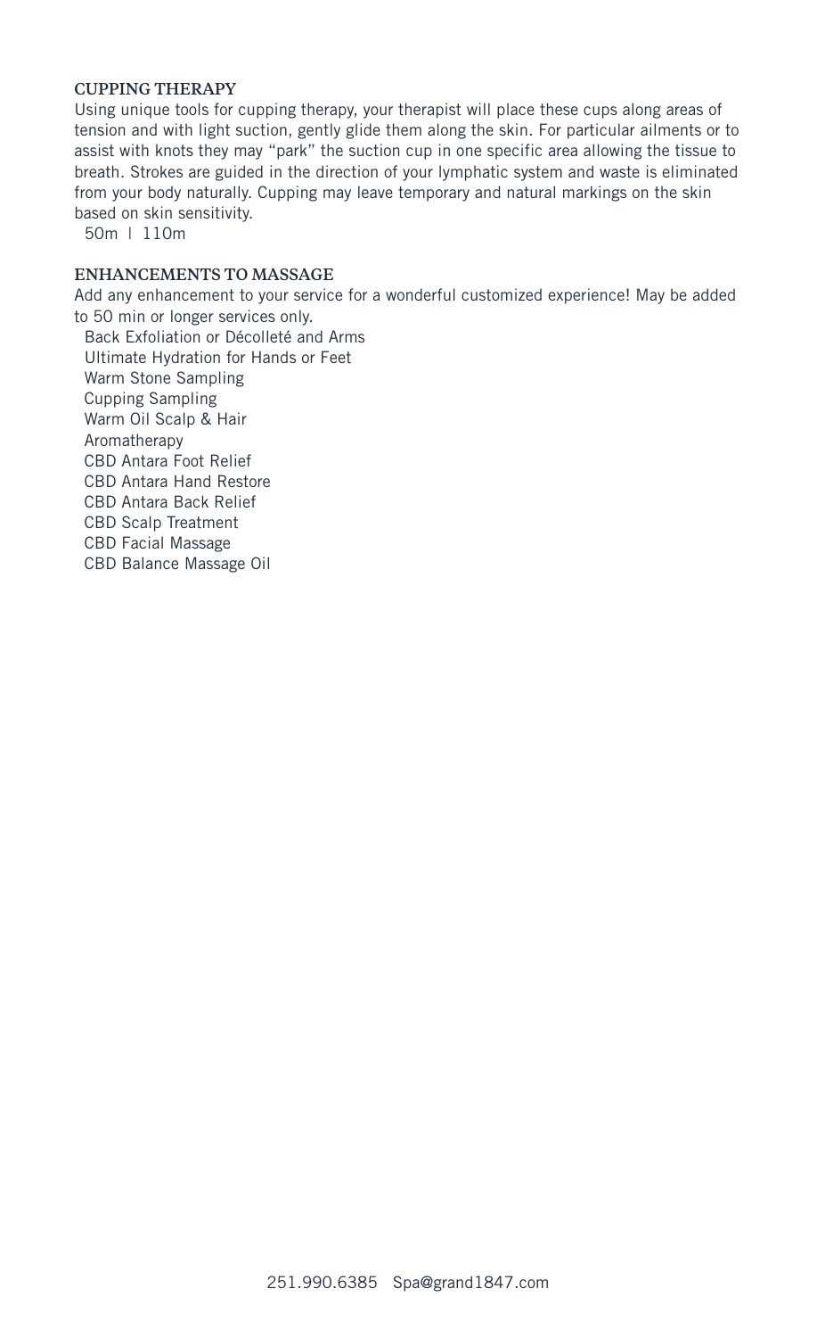## CUPPING THERAPY

Using unique tools for cupping therapy, your therapist will place these cups along areas of tension and with light suction, gently glide them along the skin. For particular ailments or to assist with knots they may "park" the suction cup in one specific area allowing the tissue to breath. Strokes are guided in the direction of your lymphatic system and waste is eliminated from your body naturally. Cupping may leave temporary and natural markings on the skin based on skin sensitivity.

50m | 110m

## ENHANCEMENTS TO MASSAGE

Add any enhancement to your service for a wonderful customized experience! May be added to 50 min or longer services only.

- Back Exfoliation or Décolleté and Arms
- Ultimate Hydration for Hands or Feet
- Warm Stone Sampling
- Cupping Sampling
- Warm Oil Scalp & Hair
- Aromatherapy
- CBD Antara Foot Relief
- CBD Antara Hand Restore
- CBD Antara Back Relief
- CBD Scalp Treatment
- CBD Facial Massage
- CBD Balance Massage Oil

251.990.6385 Spa@grand1847.com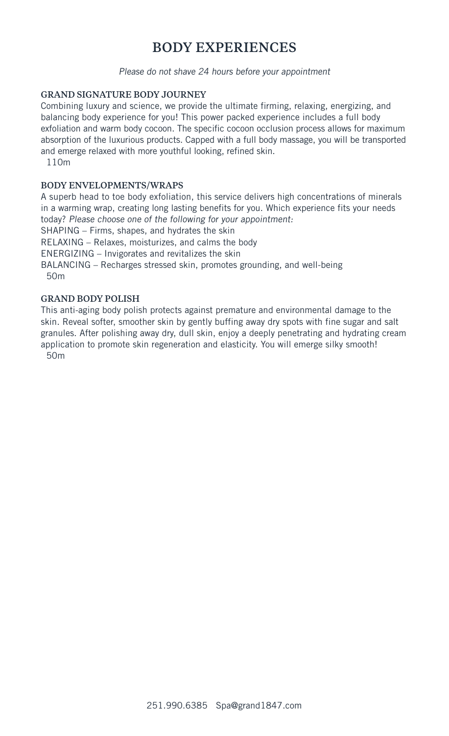# BODY EXPERIENCES

*Please do not shave 24 hours before your appointment*

### GRAND SIGNATURE BODY JOURNEY

Combining luxury and science, we provide the ultimate firming, relaxing, energizing, and balancing body experience for you! This power packed experience includes a full body exfoliation and warm body cocoon. The specific cocoon occlusion process allows for maximum absorption of the luxurious products. Capped with a full body massage, you will be transported and emerge relaxed with more youthful looking, refined skin.

110m

### BODY ENVELOPMENTS/WRAPS

A superb head to toe body exfoliation, this service delivers high concentrations of minerals in a warming wrap, creating long lasting benefits for you. Which experience fits your needs today? *Please choose one of the following for your appointment:*

SHAPING – Firms, shapes, and hydrates the skin

RELAXING – Relaxes, moisturizes, and calms the body

ENERGIZING – Invigorates and revitalizes the skin

BALANCING – Recharges stressed skin, promotes grounding, and well-being

50m

### GRAND BODY POLISH

This anti-aging body polish protects against premature and environmental damage to the skin. Reveal softer, smoother skin by gently buffing away dry spots with fine sugar and salt granules. After polishing away dry, dull skin, enjoy a deeply penetrating and hydrating cream application to promote skin regeneration and elasticity. You will emerge silky smooth!

50m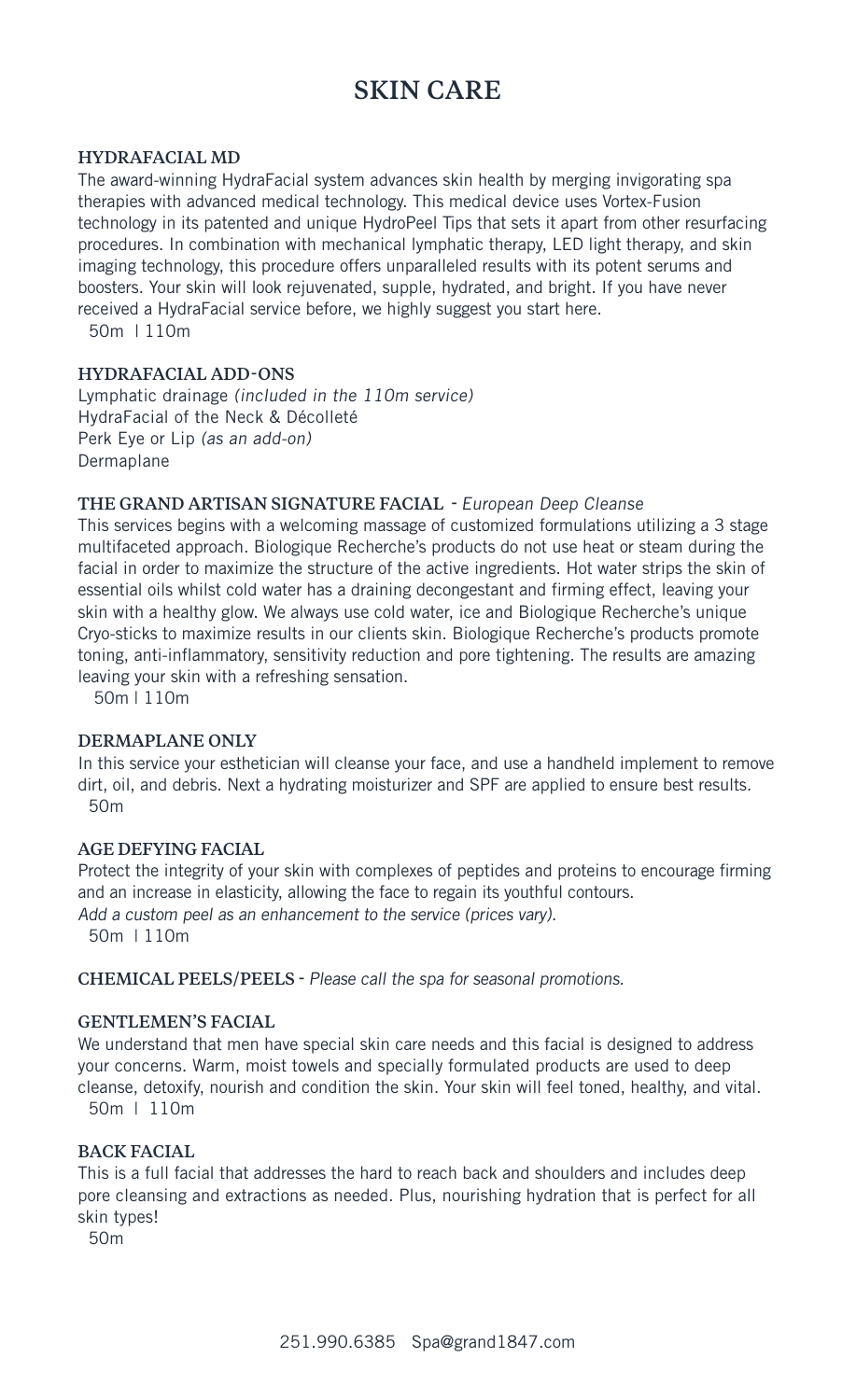# SKIN CARE

### HYDRAFACIAL MD

The award-winning HydraFacial system advances skin health by merging invigorating spa therapies with advanced medical technology. This medical device uses Vortex-Fusion technology in its patented and unique HydroPeel Tips that sets it apart from other resurfacing procedures. In combination with mechanical lymphatic therapy, LED light therapy, and skin imaging technology, this procedure offers unparalleled results with its potent serums and boosters. Your skin will look rejuvenated, supple, hydrated, and bright. If you have never received a HydraFacial service before, we highly suggest you start here.

50m | 110m

### HYDRAFACIAL ADD-ONS

Lymphatic drainage *(included in the 110m service)*
HydraFacial of the Neck & Décolleté
Perk Eye or Lip *(as an add-on)*
Dermaplane

### THE GRAND ARTISAN SIGNATURE FACIAL - *European Deep Cleanse*

This services begins with a welcoming massage of customized formulations utilizing a 3 stage multifaceted approach. Biologique Recherche's products do not use heat or steam during the facial in order to maximize the structure of the active ingredients. Hot water strips the skin of essential oils whilst cold water has a draining decongestant and firming effect, leaving your skin with a healthy glow. We always use cold water, ice and Biologique Recherche's unique Cryo-sticks to maximize results in our clients skin. Biologique Recherche's products promote toning, anti-inflammatory, sensitivity reduction and pore tightening. The results are amazing leaving your skin with a refreshing sensation.

50m | 110m

### DERMAPLANE ONLY

In this service your esthetician will cleanse your face, and use a handheld implement to remove dirt, oil, and debris. Next a hydrating moisturizer and SPF are applied to ensure best results.

50m

### AGE DEFYING FACIAL

Protect the integrity of your skin with complexes of peptides and proteins to encourage firming and an increase in elasticity, allowing the face to regain its youthful contours.
*Add a custom peel as an enhancement to the service (prices vary).*

50m | 110m

### CHEMICAL PEELS/PEELS - *Please call the spa for seasonal promotions.*

### GENTLEMEN'S FACIAL

We understand that men have special skin care needs and this facial is designed to address your concerns. Warm, moist towels and specially formulated products are used to deep cleanse, detoxify, nourish and condition the skin. Your skin will feel toned, healthy, and vital.

50m | 110m

### BACK FACIAL

This is a full facial that addresses the hard to reach back and shoulders and includes deep pore cleansing and extractions as needed. Plus, nourishing hydration that is perfect for all skin types!

50m

251.990.6385 Spa@grand1847.com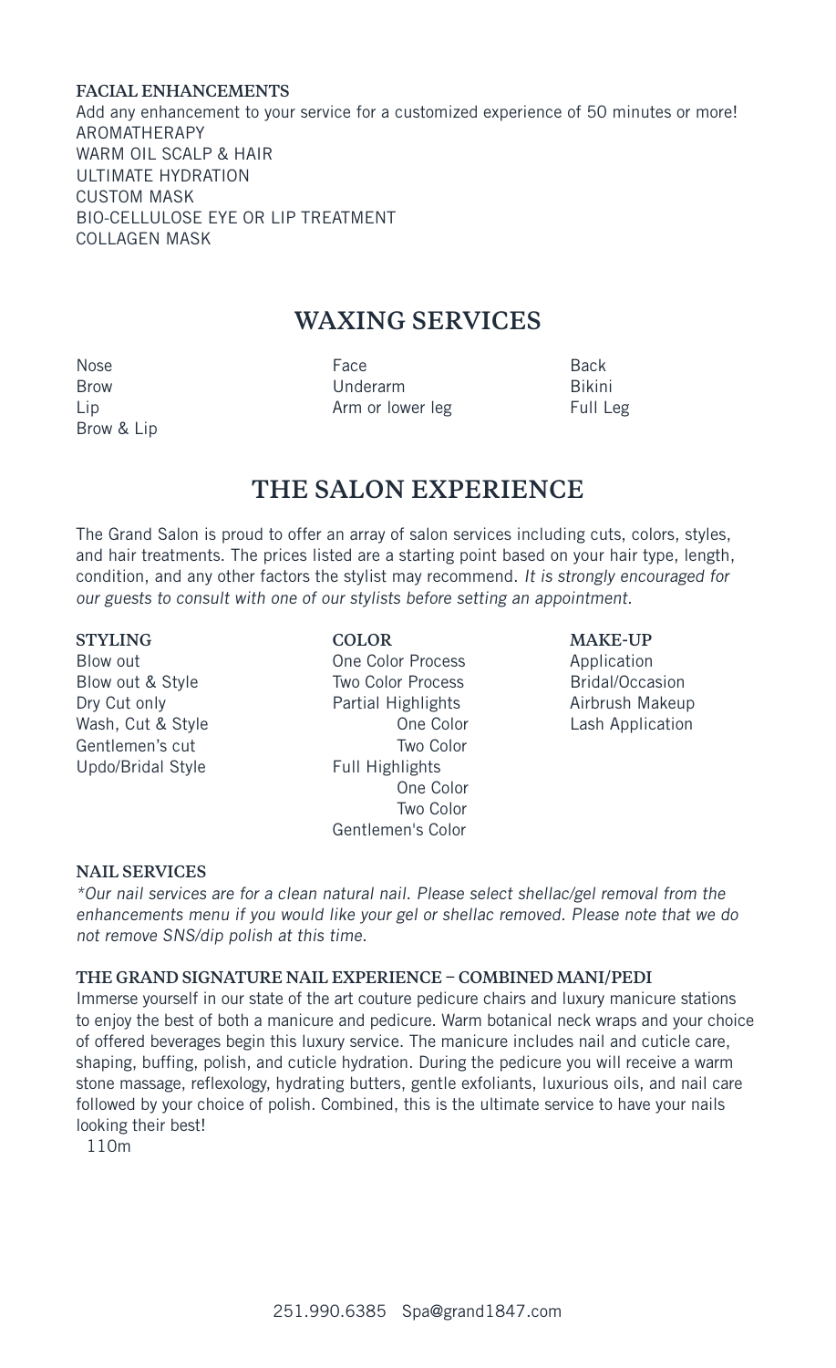### FACIAL ENHANCEMENTS

Add any enhancement to your service for a customized experience of 50 minutes or more!

AROMATHERAPY
WARM OIL SCALP & HAIR
ULTIMATE HYDRATION
CUSTOM MASK
BIO-CELLULOSE EYE OR LIP TREATMENT
COLLAGEN MASK

## WAXING SERVICES

Nose
Brow
Lip
Brow & Lip

Face
Underarm
Arm or lower leg

Back
Bikini
Full Leg

## THE SALON EXPERIENCE

The Grand Salon is proud to offer an array of salon services including cuts, colors, styles, and hair treatments. The prices listed are a starting point based on your hair type, length, condition, and any other factors the stylist may recommend. *It is strongly encouraged for our guests to consult with one of our stylists before setting an appointment.*

### STYLING

Blow out
Blow out & Style
Dry Cut only
Wash, Cut & Style
Gentlemen's cut
Updo/Bridal Style

### COLOR

One Color Process
Two Color Process
Partial Highlights
- One Color
- Two Color

Full Highlights
- One Color
- Two Color

Gentlemen's Color

### MAKE-UP

Application
Bridal/Occasion
Airbrush Makeup
Lash Application

### NAIL SERVICES

*\*Our nail services are for a clean natural nail. Please select shellac/gel removal from the enhancements menu if you would like your gel or shellac removed. Please note that we do not remove SNS/dip polish at this time.*

### THE GRAND SIGNATURE NAIL EXPERIENCE – COMBINED MANI/PEDI

Immerse yourself in our state of the art couture pedicure chairs and luxury manicure stations to enjoy the best of both a manicure and pedicure. Warm botanical neck wraps and your choice of offered beverages begin this luxury service. The manicure includes nail and cuticle care, shaping, buffing, polish, and cuticle hydration. During the pedicure you will receive a warm stone massage, reflexology, hydrating butters, gentle exfoliants, luxurious oils, and nail care followed by your choice of polish. Combined, this is the ultimate service to have your nails looking their best!

110m

251.990.6385 Spa@grand1847.com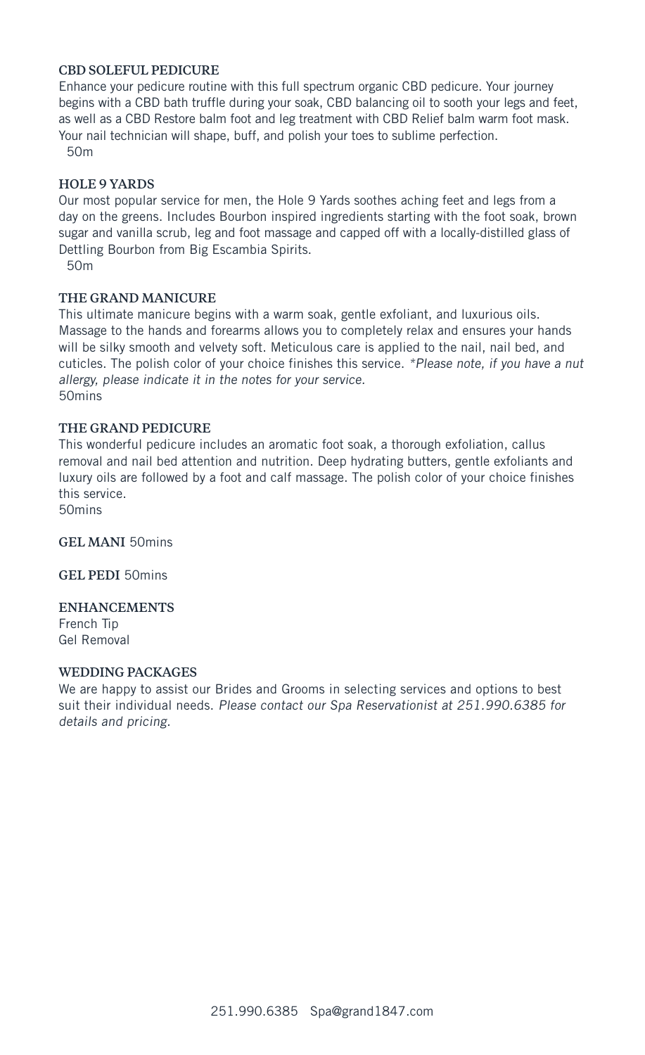## CBD SOLEFUL PEDICURE

Enhance your pedicure routine with this full spectrum organic CBD pedicure. Your journey begins with a CBD bath truffle during your soak, CBD balancing oil to sooth your legs and feet, as well as a CBD Restore balm foot and leg treatment with CBD Relief balm warm foot mask. Your nail technician will shape, buff, and polish your toes to sublime perfection.

50m

## HOLE 9 YARDS

Our most popular service for men, the Hole 9 Yards soothes aching feet and legs from a day on the greens. Includes Bourbon inspired ingredients starting with the foot soak, brown sugar and vanilla scrub, leg and foot massage and capped off with a locally-distilled glass of Dettling Bourbon from Big Escambia Spirits.

50m

## THE GRAND MANICURE

This ultimate manicure begins with a warm soak, gentle exfoliant, and luxurious oils. Massage to the hands and forearms allows you to completely relax and ensures your hands will be silky smooth and velvety soft. Meticulous care is applied to the nail, nail bed, and cuticles. The polish color of your choice finishes this service. *\*Please note, if you have a nut allergy, please indicate it in the notes for your service.*

50mins

## THE GRAND PEDICURE

This wonderful pedicure includes an aromatic foot soak, a thorough exfoliation, callus removal and nail bed attention and nutrition. Deep hydrating butters, gentle exfoliants and luxury oils are followed by a foot and calf massage. The polish color of your choice finishes this service.

50mins

**GEL MANI** 50mins

**GEL PEDI** 50mins

## ENHANCEMENTS

French Tip

Gel Removal

## WEDDING PACKAGES

We are happy to assist our Brides and Grooms in selecting services and options to best suit their individual needs. *Please contact our Spa Reservationist at 251.990.6385 for details and pricing.*

251.990.6385 Spa@grand1847.com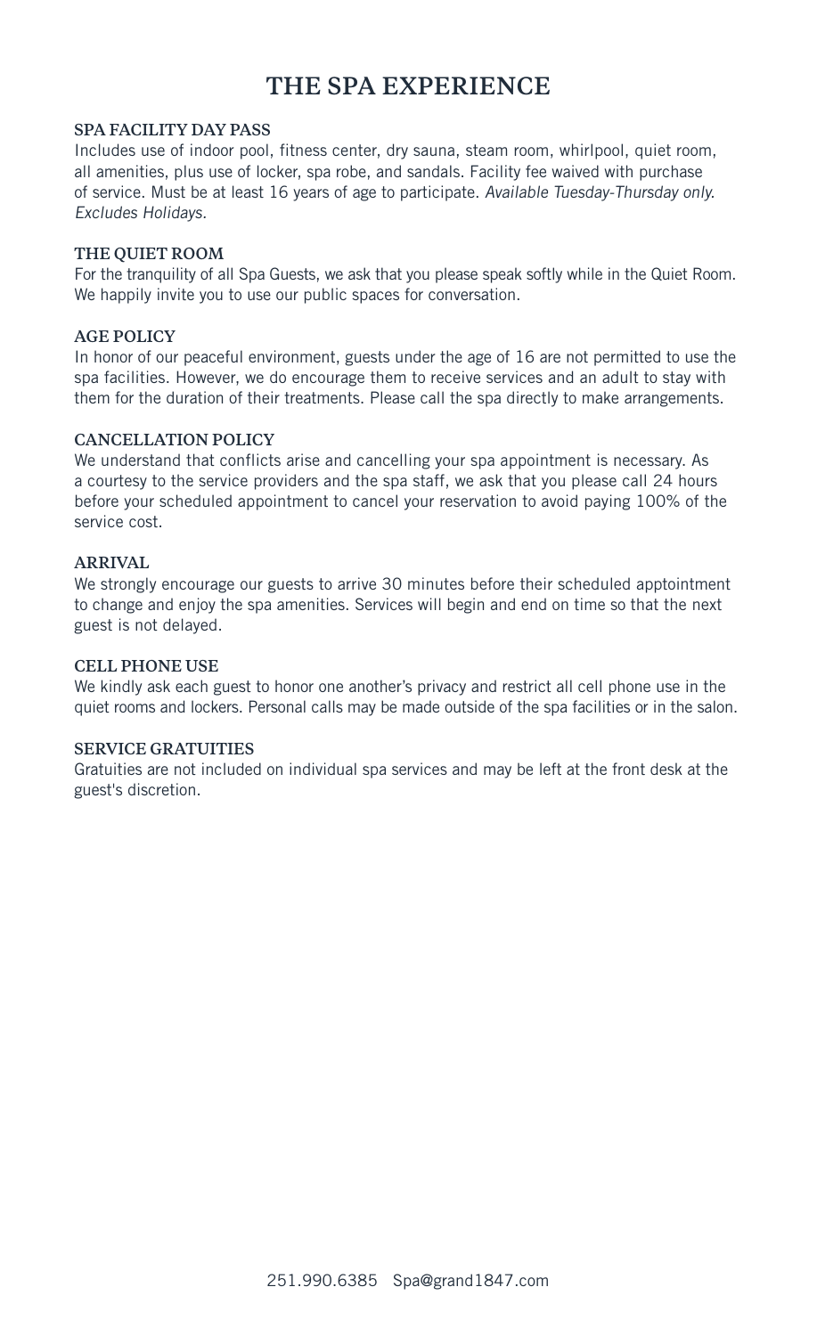# THE SPA EXPERIENCE

## SPA FACILITY DAY PASS

Includes use of indoor pool, fitness center, dry sauna, steam room, whirlpool, quiet room, all amenities, plus use of locker, spa robe, and sandals. Facility fee waived with purchase of service. Must be at least 16 years of age to participate. *Available Tuesday-Thursday only. Excludes Holidays.*

## THE QUIET ROOM

For the tranquility of all Spa Guests, we ask that you please speak softly while in the Quiet Room. We happily invite you to use our public spaces for conversation.

## AGE POLICY

In honor of our peaceful environment, guests under the age of 16 are not permitted to use the spa facilities. However, we do encourage them to receive services and an adult to stay with them for the duration of their treatments. Please call the spa directly to make arrangements.

## CANCELLATION POLICY

We understand that conflicts arise and cancelling your spa appointment is necessary. As a courtesy to the service providers and the spa staff, we ask that you please call 24 hours before your scheduled appointment to cancel your reservation to avoid paying 100% of the service cost.

## ARRIVAL

We strongly encourage our guests to arrive 30 minutes before their scheduled apptointment to change and enjoy the spa amenities. Services will begin and end on time so that the next guest is not delayed.

## CELL PHONE USE

We kindly ask each guest to honor one another's privacy and restrict all cell phone use in the quiet rooms and lockers. Personal calls may be made outside of the spa facilities or in the salon.

## SERVICE GRATUITIES

Gratuities are not included on individual spa services and may be left at the front desk at the guest's discretion.

251.990.6385 Spa@grand1847.com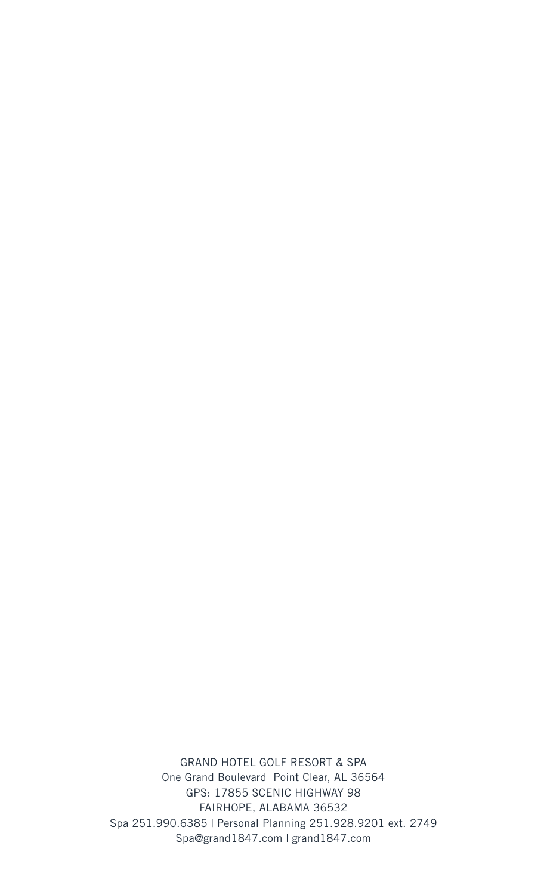GRAND HOTEL GOLF RESORT & SPA
One Grand Boulevard  Point Clear, AL 36564
GPS: 17855 SCENIC HIGHWAY 98
FAIRHOPE, ALABAMA 36532
Spa 251.990.6385 | Personal Planning 251.928.9201 ext. 2749
Spa@grand1847.com | grand1847.com